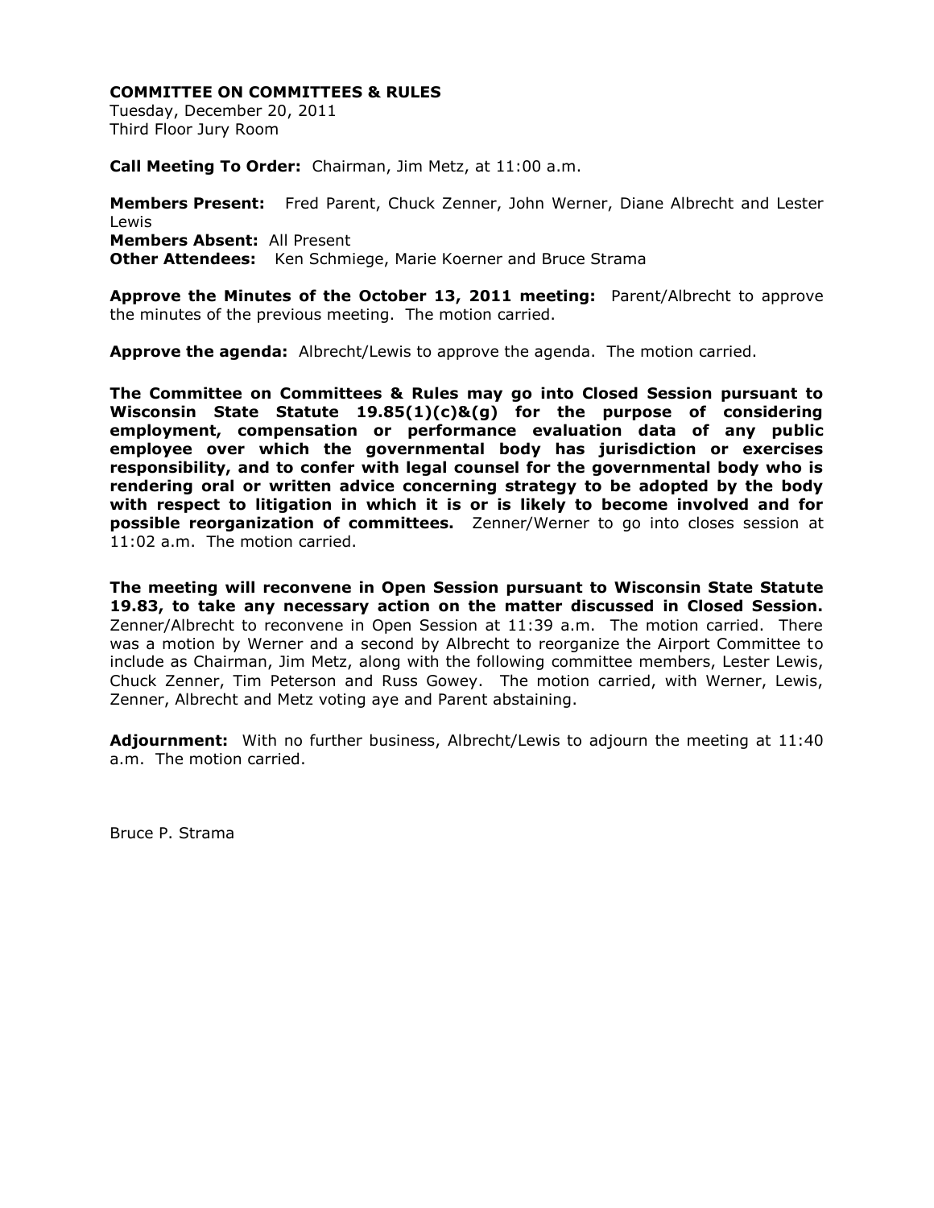**COMMITTEE ON COMMITTEES & RULES**
Tuesday, December 20, 2011
Third Floor Jury Room

**Call Meeting To Order:** Chairman, Jim Metz, at 11:00 a.m.

**Members Present:** Fred Parent, Chuck Zenner, John Werner, Diane Albrecht and Lester Lewis
**Members Absent:** All Present
**Other Attendees:** Ken Schmiege, Marie Koerner and Bruce Strama

**Approve the Minutes of the October 13, 2011 meeting:** Parent/Albrecht to approve the minutes of the previous meeting. The motion carried.

**Approve the agenda:** Albrecht/Lewis to approve the agenda. The motion carried.

**The Committee on Committees & Rules may go into Closed Session pursuant to Wisconsin State Statute 19.85(1)(c)&(g) for the purpose of considering employment, compensation or performance evaluation data of any public employee over which the governmental body has jurisdiction or exercises responsibility, and to confer with legal counsel for the governmental body who is rendering oral or written advice concerning strategy to be adopted by the body with respect to litigation in which it is or is likely to become involved and for possible reorganization of committees.** Zenner/Werner to go into closes session at 11:02 a.m. The motion carried.

**The meeting will reconvene in Open Session pursuant to Wisconsin State Statute 19.83, to take any necessary action on the matter discussed in Closed Session.** Zenner/Albrecht to reconvene in Open Session at 11:39 a.m. The motion carried. There was a motion by Werner and a second by Albrecht to reorganize the Airport Committee to include as Chairman, Jim Metz, along with the following committee members, Lester Lewis, Chuck Zenner, Tim Peterson and Russ Gowey. The motion carried, with Werner, Lewis, Zenner, Albrecht and Metz voting aye and Parent abstaining.

**Adjournment:** With no further business, Albrecht/Lewis to adjourn the meeting at 11:40 a.m. The motion carried.

Bruce P. Strama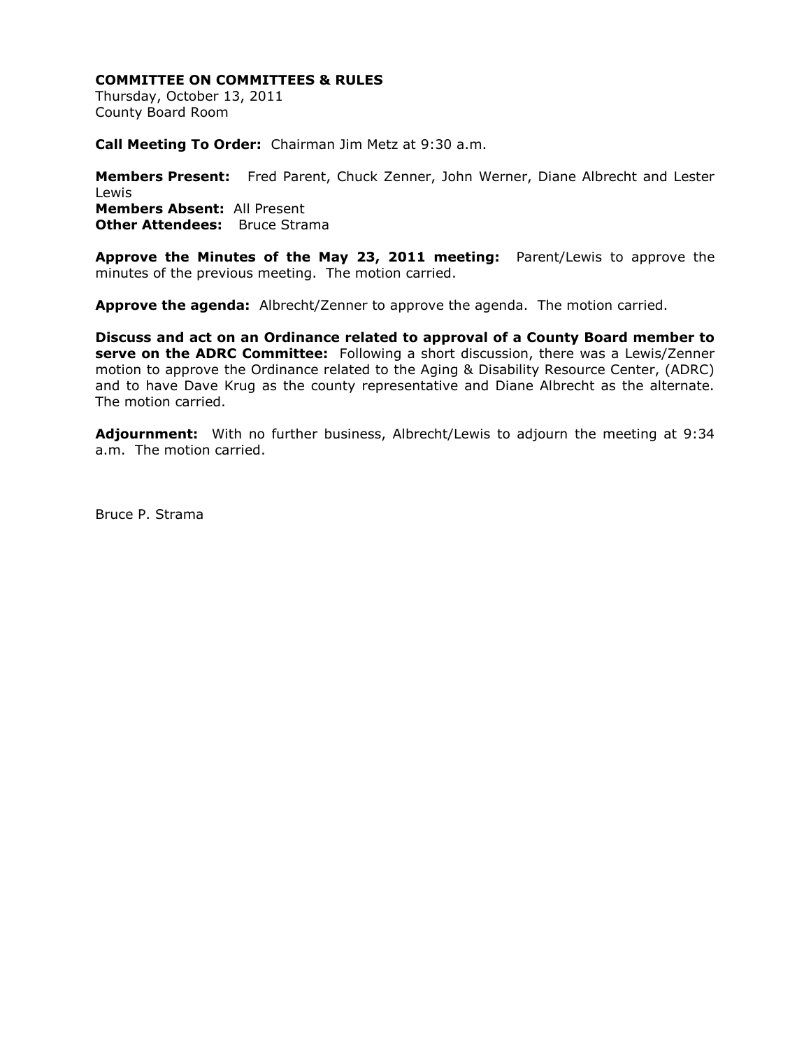**COMMITTEE ON COMMITTEES & RULES**
Thursday, October 13, 2011
County Board Room

**Call Meeting To Order:** Chairman Jim Metz at 9:30 a.m.

**Members Present:** Fred Parent, Chuck Zenner, John Werner, Diane Albrecht and Lester Lewis
**Members Absent:** All Present
**Other Attendees:** Bruce Strama

**Approve the Minutes of the May 23, 2011 meeting:** Parent/Lewis to approve the minutes of the previous meeting. The motion carried.

**Approve the agenda:** Albrecht/Zenner to approve the agenda. The motion carried.

**Discuss and act on an Ordinance related to approval of a County Board member to serve on the ADRC Committee:** Following a short discussion, there was a Lewis/Zenner motion to approve the Ordinance related to the Aging & Disability Resource Center, (ADRC) and to have Dave Krug as the county representative and Diane Albrecht as the alternate. The motion carried.

**Adjournment:** With no further business, Albrecht/Lewis to adjourn the meeting at 9:34 a.m. The motion carried.

Bruce P. Strama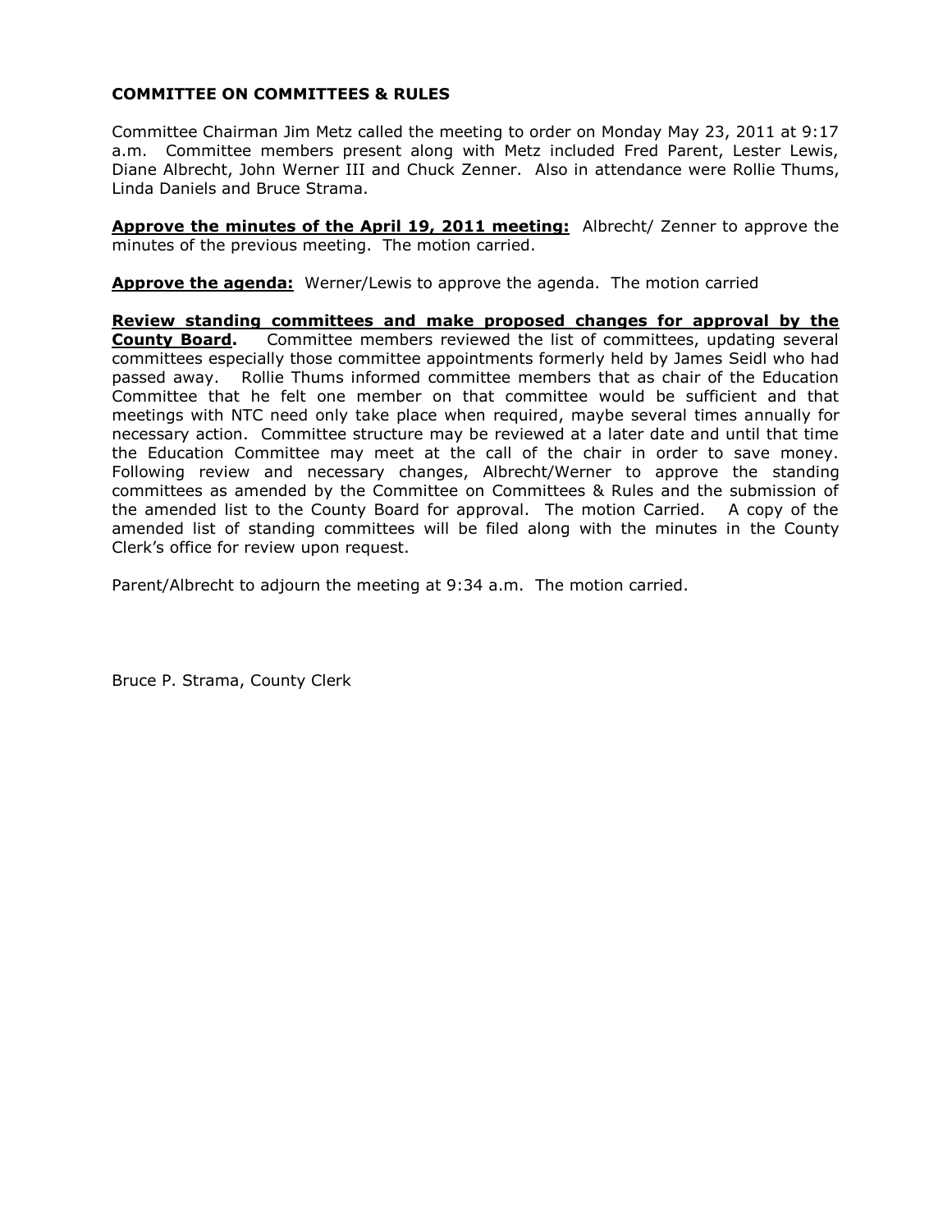**COMMITTEE ON COMMITTEES & RULES**

Committee Chairman Jim Metz called the meeting to order on Monday May 23, 2011 at 9:17 a.m. Committee members present along with Metz included Fred Parent, Lester Lewis, Diane Albrecht, John Werner III and Chuck Zenner. Also in attendance were Rollie Thums, Linda Daniels and Bruce Strama.

**Approve the minutes of the April 19, 2011 meeting:** Albrecht/ Zenner to approve the minutes of the previous meeting. The motion carried.

**Approve the agenda:** Werner/Lewis to approve the agenda. The motion carried

**Review standing committees and make proposed changes for approval by the County Board.** Committee members reviewed the list of committees, updating several committees especially those committee appointments formerly held by James Seidl who had passed away. Rollie Thums informed committee members that as chair of the Education Committee that he felt one member on that committee would be sufficient and that meetings with NTC need only take place when required, maybe several times annually for necessary action. Committee structure may be reviewed at a later date and until that time the Education Committee may meet at the call of the chair in order to save money. Following review and necessary changes, Albrecht/Werner to approve the standing committees as amended by the Committee on Committees & Rules and the submission of the amended list to the County Board for approval. The motion Carried. A copy of the amended list of standing committees will be filed along with the minutes in the County Clerk's office for review upon request.

Parent/Albrecht to adjourn the meeting at 9:34 a.m. The motion carried.

Bruce P. Strama, County Clerk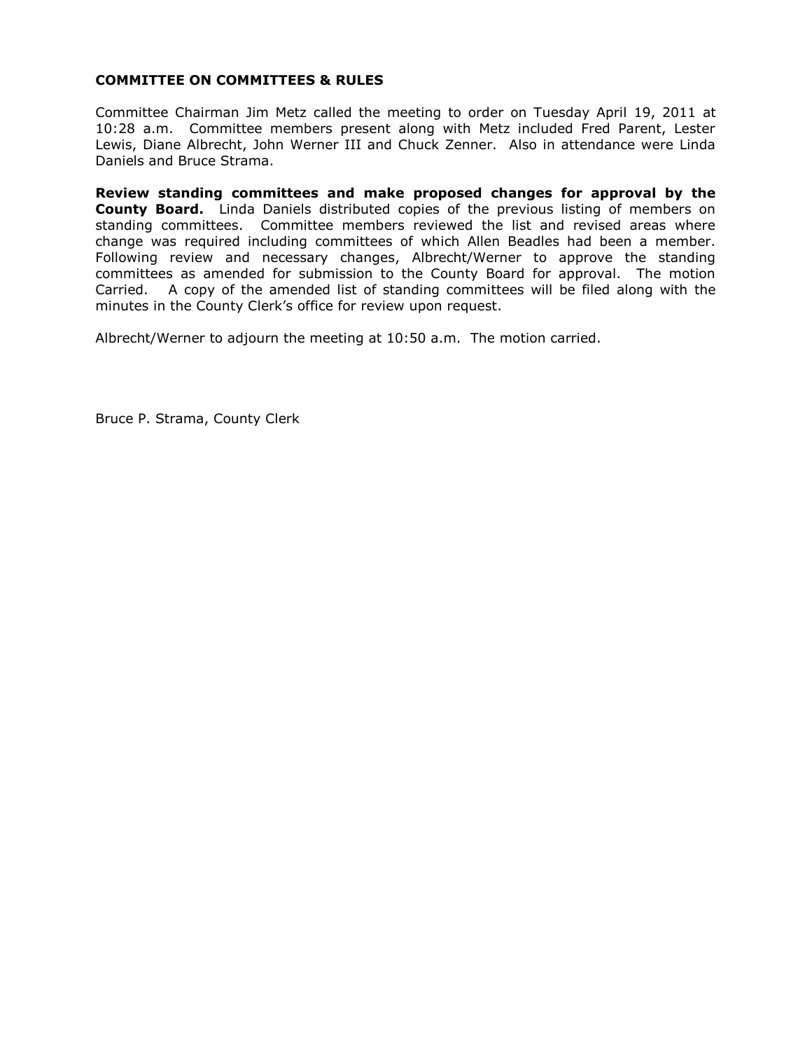**COMMITTEE ON COMMITTEES & RULES**

Committee Chairman Jim Metz called the meeting to order on Tuesday April 19, 2011 at 10:28 a.m. Committee members present along with Metz included Fred Parent, Lester Lewis, Diane Albrecht, John Werner III and Chuck Zenner. Also in attendance were Linda Daniels and Bruce Strama.

**Review standing committees and make proposed changes for approval by the County Board.** Linda Daniels distributed copies of the previous listing of members on standing committees. Committee members reviewed the list and revised areas where change was required including committees of which Allen Beadles had been a member. Following review and necessary changes, Albrecht/Werner to approve the standing committees as amended for submission to the County Board for approval. The motion Carried. A copy of the amended list of standing committees will be filed along with the minutes in the County Clerk's office for review upon request.

Albrecht/Werner to adjourn the meeting at 10:50 a.m. The motion carried.

Bruce P. Strama, County Clerk